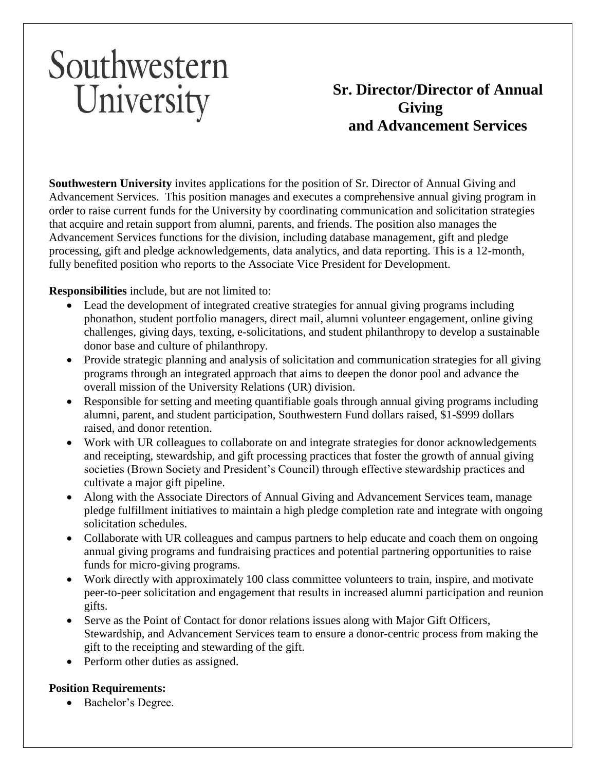Southwestern University

# Sr. Director/Director of Annual Giving and Advancement Services

**Southwestern University** invites applications for the position of Sr. Director of Annual Giving and Advancement Services. This position manages and executes a comprehensive annual giving program in order to raise current funds for the University by coordinating communication and solicitation strategies that acquire and retain support from alumni, parents, and friends. The position also manages the Advancement Services functions for the division, including database management, gift and pledge processing, gift and pledge acknowledgements, data analytics, and data reporting. This is a 12-month, fully benefited position who reports to the Associate Vice President for Development.

**Responsibilities** include, but are not limited to:

- Lead the development of integrated creative strategies for annual giving programs including phonathon, student portfolio managers, direct mail, alumni volunteer engagement, online giving challenges, giving days, texting, e-solicitations, and student philanthropy to develop a sustainable donor base and culture of philanthropy.
- Provide strategic planning and analysis of solicitation and communication strategies for all giving programs through an integrated approach that aims to deepen the donor pool and advance the overall mission of the University Relations (UR) division.
- Responsible for setting and meeting quantifiable goals through annual giving programs including alumni, parent, and student participation, Southwestern Fund dollars raised, $1-$999 dollars raised, and donor retention.
- Work with UR colleagues to collaborate on and integrate strategies for donor acknowledgements and receipting, stewardship, and gift processing practices that foster the growth of annual giving societies (Brown Society and President's Council) through effective stewardship practices and cultivate a major gift pipeline.
- Along with the Associate Directors of Annual Giving and Advancement Services team, manage pledge fulfillment initiatives to maintain a high pledge completion rate and integrate with ongoing solicitation schedules.
- Collaborate with UR colleagues and campus partners to help educate and coach them on ongoing annual giving programs and fundraising practices and potential partnering opportunities to raise funds for micro-giving programs.
- Work directly with approximately 100 class committee volunteers to train, inspire, and motivate peer-to-peer solicitation and engagement that results in increased alumni participation and reunion gifts.
- Serve as the Point of Contact for donor relations issues along with Major Gift Officers, Stewardship, and Advancement Services team to ensure a donor-centric process from making the gift to the receipting and stewarding of the gift.
- Perform other duties as assigned.

**Position Requirements:**

- Bachelor's Degree.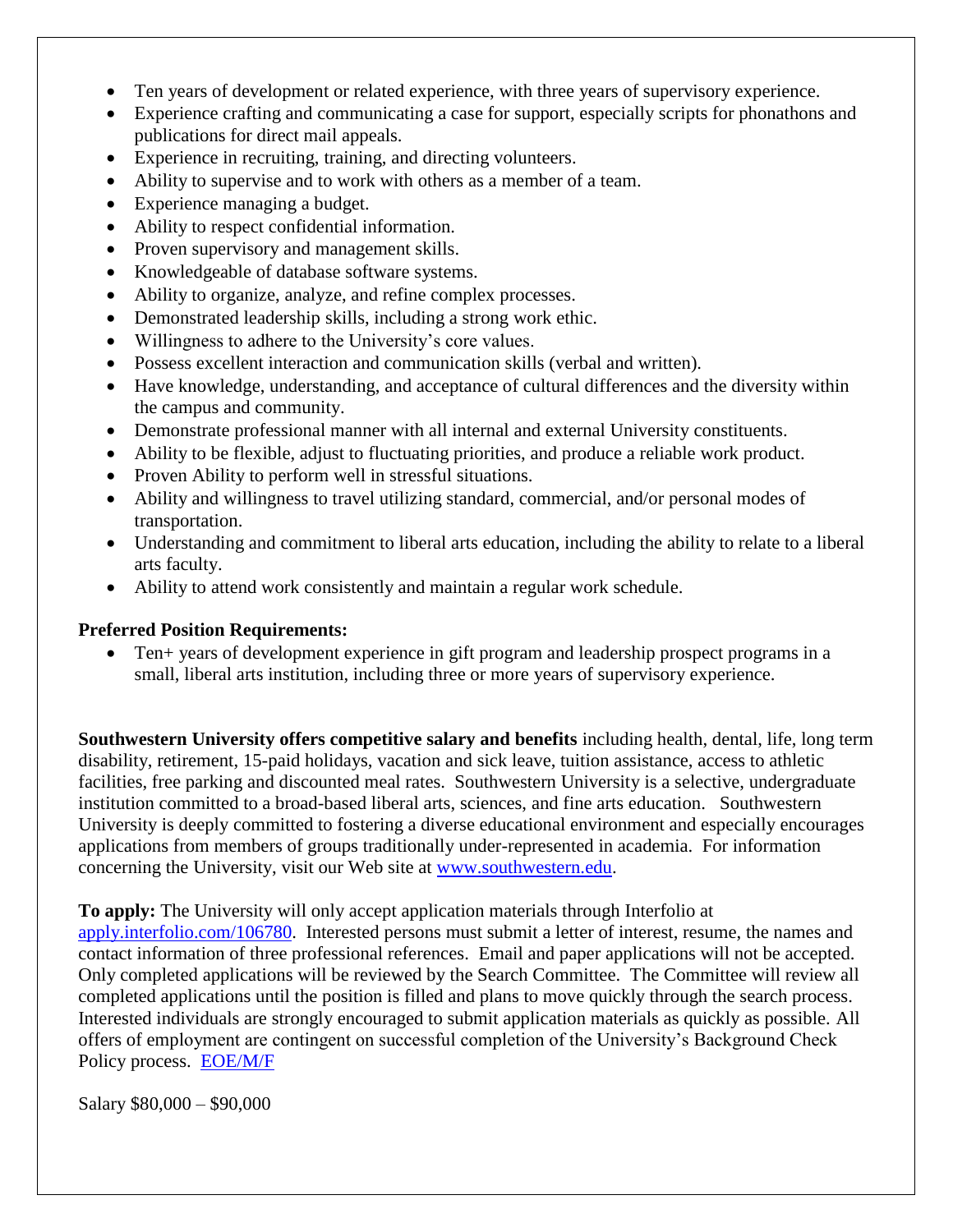- Ten years of development or related experience, with three years of supervisory experience.
- Experience crafting and communicating a case for support, especially scripts for phonathons and publications for direct mail appeals.
- Experience in recruiting, training, and directing volunteers.
- Ability to supervise and to work with others as a member of a team.
- Experience managing a budget.
- Ability to respect confidential information.
- Proven supervisory and management skills.
- Knowledgeable of database software systems.
- Ability to organize, analyze, and refine complex processes.
- Demonstrated leadership skills, including a strong work ethic.
- Willingness to adhere to the University's core values.
- Possess excellent interaction and communication skills (verbal and written).
- Have knowledge, understanding, and acceptance of cultural differences and the diversity within the campus and community.
- Demonstrate professional manner with all internal and external University constituents.
- Ability to be flexible, adjust to fluctuating priorities, and produce a reliable work product.
- Proven Ability to perform well in stressful situations.
- Ability and willingness to travel utilizing standard, commercial, and/or personal modes of transportation.
- Understanding and commitment to liberal arts education, including the ability to relate to a liberal arts faculty.
- Ability to attend work consistently and maintain a regular work schedule.

**Preferred Position Requirements:**

- Ten+ years of development experience in gift program and leadership prospect programs in a small, liberal arts institution, including three or more years of supervisory experience.

**Southwestern University offers competitive salary and benefits** including health, dental, life, long term disability, retirement, 15-paid holidays, vacation and sick leave, tuition assistance, access to athletic facilities, free parking and discounted meal rates. Southwestern University is a selective, undergraduate institution committed to a broad-based liberal arts, sciences, and fine arts education. Southwestern University is deeply committed to fostering a diverse educational environment and especially encourages applications from members of groups traditionally under-represented in academia. For information concerning the University, visit our Web site at [www.southwestern.edu](http://www.southwestern.edu).

**To apply:** The University will only accept application materials through Interfolio at [apply.interfolio.com/106780](https://apply.interfolio.com/106780). Interested persons must submit a letter of interest, resume, the names and contact information of three professional references. Email and paper applications will not be accepted. Only completed applications will be reviewed by the Search Committee. The Committee will review all completed applications until the position is filled and plans to move quickly through the search process. Interested individuals are strongly encouraged to submit application materials as quickly as possible. All offers of employment are contingent on successful completion of the University's Background Check Policy process. EOE/M/F

Salary $80,000 – $90,000